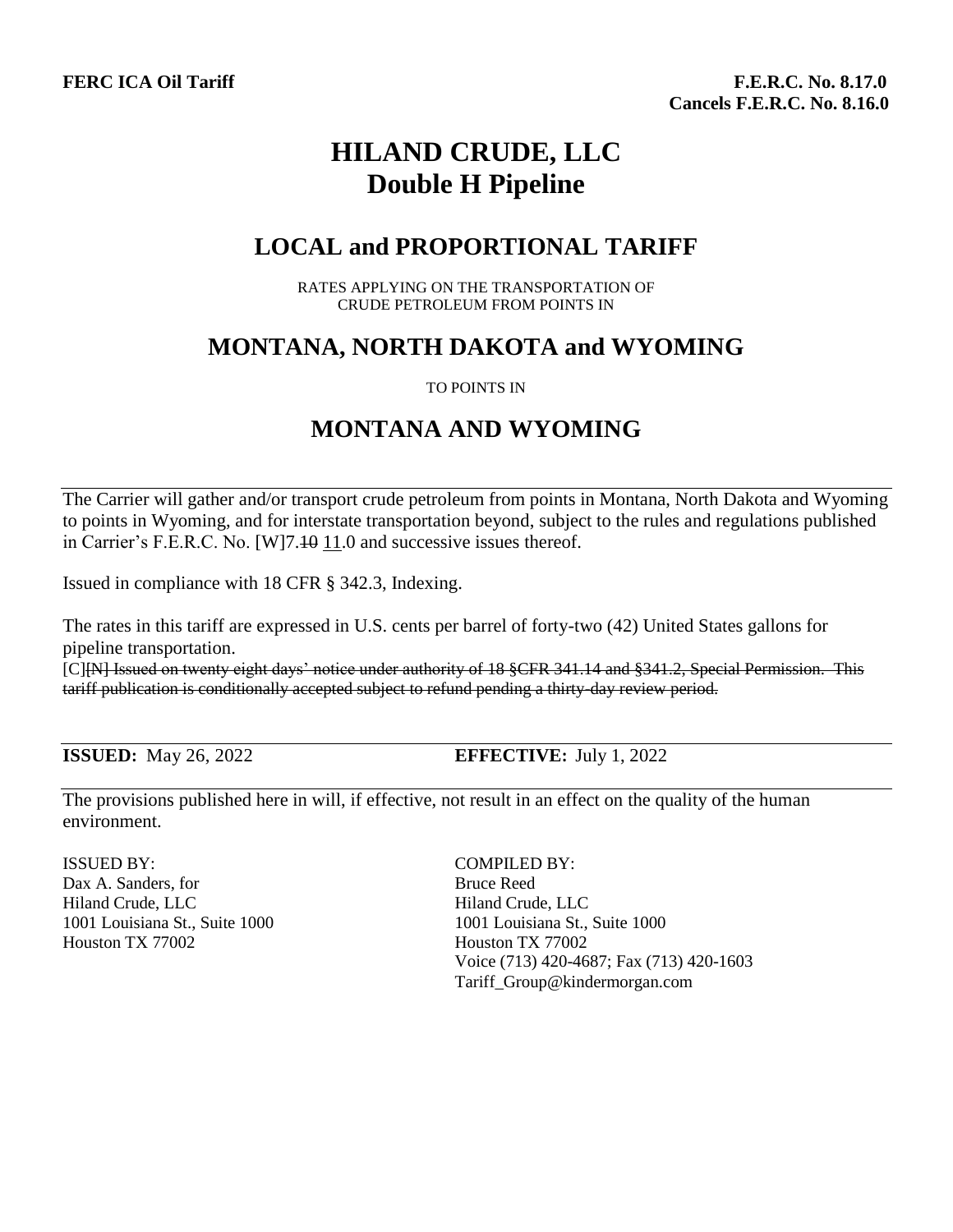**FERC ICA Oil Tariff**

**F.E.R.C. No. 8.17.0**
**Cancels F.E.R.C. No. 8.16.0**

# HILAND CRUDE, LLC
# Double H Pipeline

## LOCAL and PROPORTIONAL TARIFF

RATES APPLYING ON THE TRANSPORTATION OF
CRUDE PETROLEUM FROM POINTS IN

## MONTANA, NORTH DAKOTA and WYOMING

TO POINTS IN

## MONTANA AND WYOMING

---

The Carrier will gather and/or transport crude petroleum from points in Montana, North Dakota and Wyoming to points in Wyoming, and for interstate transportation beyond, subject to the rules and regulations published in Carrier's F.E.R.C. No. [W]7.~~10~~ 11.0 and successive issues thereof.

Issued in compliance with 18 CFR § 342.3, Indexing.

The rates in this tariff are expressed in U.S. cents per barrel of forty-two (42) United States gallons for pipeline transportation.

[C]~~[N] Issued on twenty eight days' notice under authority of 18 §CFR 341.14 and §341.2, Special Permission. This tariff publication is conditionally accepted subject to refund pending a thirty-day review period.~~

---

**ISSUED:** May 26, 2022

**EFFECTIVE:** July 1, 2022

---

The provisions published here in will, if effective, not result in an effect on the quality of the human environment.

ISSUED BY:
Dax A. Sanders, for
Hiland Crude, LLC
1001 Louisiana St., Suite 1000
Houston TX 77002

COMPILED BY:
Bruce Reed
Hiland Crude, LLC
1001 Louisiana St., Suite 1000
Houston TX 77002
Voice (713) 420-4687; Fax (713) 420-1603
Tariff_Group@kindermorgan.com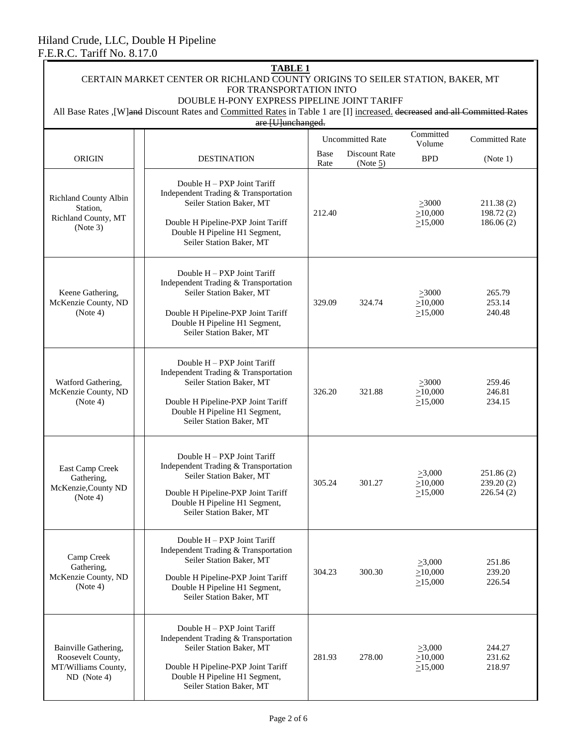Hiland Crude, LLC, Double H Pipeline
F.E.R.C. Tariff No. 8.17.0

**TABLE 1**

CERTAIN MARKET CENTER OR RICHLAND COUNTY ORIGINS TO SEILER STATION, BAKER, MT FOR TRANSPORTATION INTO DOUBLE H-PONY EXPRESS PIPELINE JOINT TARIFF

All Base Rates ,[W]~~and~~ Discount Rates and Committed Rates in Table 1 are [I] increased. ~~decreased and all Committed Rates are [U]unchanged.~~

| ORIGIN | | DESTINATION | Uncommitted Rate | | Committed Volume | Committed Rate |
|---|---|---|---|---|---|---|
| | | | Base Rate | Discount Rate (Note 5) | BPD | (Note 1) |
| Richland County Albin Station, Richland County, MT (Note 3) | | Double H – PXP Joint Tariff Independent Trading & Transportation Seiler Station Baker, MT<br><br>Double H Pipeline-PXP Joint Tariff Double H Pipeline H1 Segment, Seiler Station Baker, MT | 212.40 | | ≥3000<br>≥10,000<br>≥15,000 | 211.38 (2)<br>198.72 (2)<br>186.06 (2) |
| Keene Gathering, McKenzie County, ND (Note 4) | | Double H – PXP Joint Tariff Independent Trading & Transportation Seiler Station Baker, MT<br><br>Double H Pipeline-PXP Joint Tariff Double H Pipeline H1 Segment, Seiler Station Baker, MT | 329.09 | 324.74 | ≥3000<br>≥10,000<br>≥15,000 | 265.79<br>253.14<br>240.48 |
| Watford Gathering, McKenzie County, ND (Note 4) | | Double H – PXP Joint Tariff Independent Trading & Transportation Seiler Station Baker, MT<br><br>Double H Pipeline-PXP Joint Tariff Double H Pipeline H1 Segment, Seiler Station Baker, MT | 326.20 | 321.88 | ≥3000<br>≥10,000<br>≥15,000 | 259.46<br>246.81<br>234.15 |
| East Camp Creek Gathering, McKenzie,County ND (Note 4) | | Double H – PXP Joint Tariff Independent Trading & Transportation Seiler Station Baker, MT<br><br>Double H Pipeline-PXP Joint Tariff Double H Pipeline H1 Segment, Seiler Station Baker, MT | 305.24 | 301.27 | ≥3,000<br>≥10,000<br>≥15,000 | 251.86 (2)<br>239.20 (2)<br>226.54 (2) |
| Camp Creek Gathering, McKenzie County, ND (Note 4) | | Double H – PXP Joint Tariff Independent Trading & Transportation Seiler Station Baker, MT<br><br>Double H Pipeline-PXP Joint Tariff Double H Pipeline H1 Segment, Seiler Station Baker, MT | 304.23 | 300.30 | ≥3,000<br>≥10,000<br>≥15,000 | 251.86<br>239.20<br>226.54 |
| Bainville Gathering, Roosevelt County, MT/Williams County, ND (Note 4) | | Double H – PXP Joint Tariff Independent Trading & Transportation Seiler Station Baker, MT<br><br>Double H Pipeline-PXP Joint Tariff Double H Pipeline H1 Segment, Seiler Station Baker, MT | 281.93 | 278.00 | ≥3,000<br>≥10,000<br>≥15,000 | 244.27<br>231.62<br>218.97 |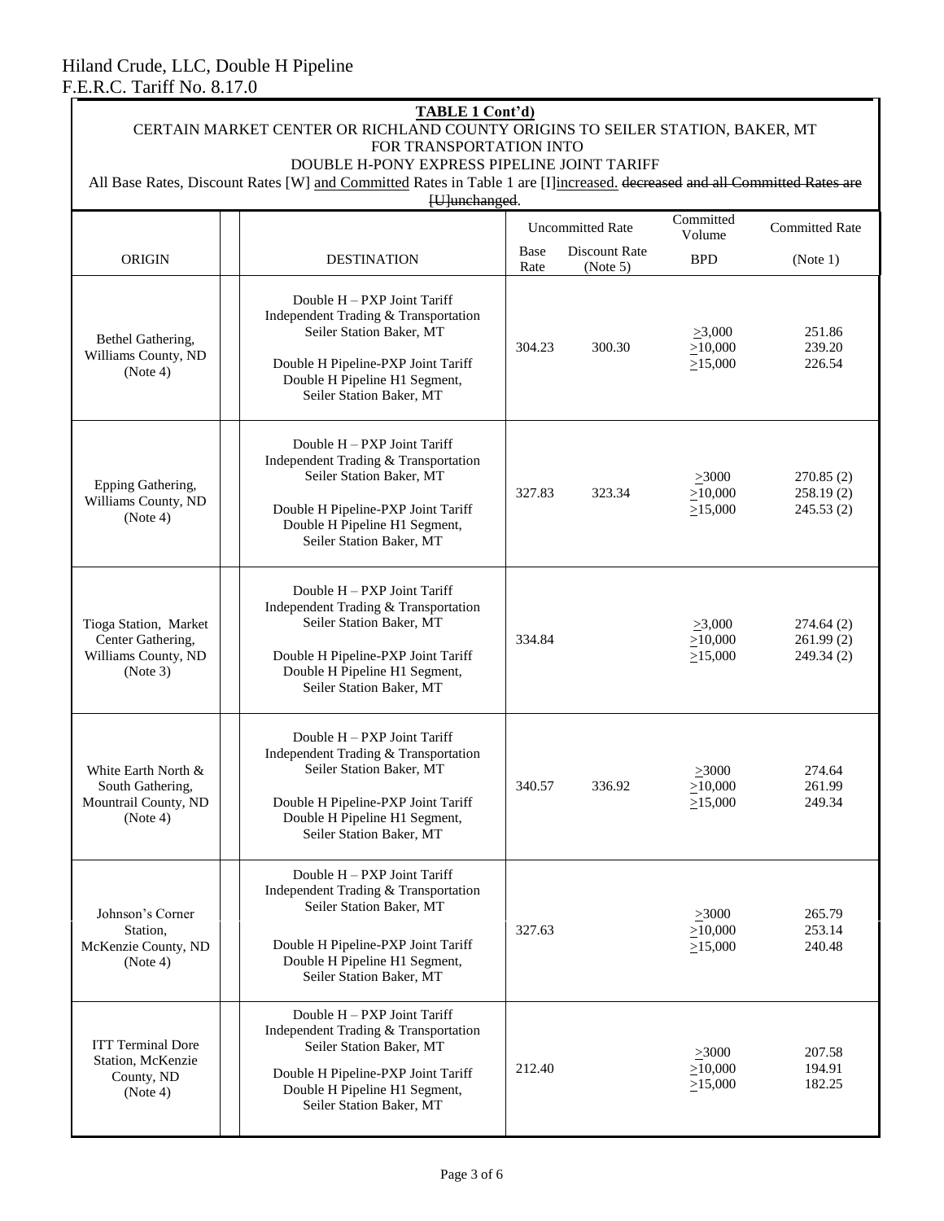Hiland Crude, LLC, Double H Pipeline
F.E.R.C. Tariff No. 8.17.0

**TABLE 1 Cont'd)**

CERTAIN MARKET CENTER OR RICHLAND COUNTY ORIGINS TO SEILER STATION, BAKER, MT
FOR TRANSPORTATION INTO
DOUBLE H-PONY EXPRESS PIPELINE JOINT TARIFF

All Base Rates, Discount Rates [W] and Committed Rates in Table 1 are [I]increased. ~~decreased and all Committed Rates are [U]unchanged~~.

| | | Uncommitted Rate | | Committed Volume | Committed Rate |
|---|---|---|---|---|---|
| ORIGIN | DESTINATION | Base Rate | Discount Rate (Note 5) | BPD | (Note 1) |
| Bethel Gathering, Williams County, ND (Note 4) | Double H – PXP Joint Tariff Independent Trading & Transportation Seiler Station Baker, MT<br><br>Double H Pipeline-PXP Joint Tariff Double H Pipeline H1 Segment, Seiler Station Baker, MT | 304.23 | 300.30 | >3,000<br>>10,000<br>>15,000 | 251.86<br>239.20<br>226.54 |
| Epping Gathering, Williams County, ND (Note 4) | Double H – PXP Joint Tariff Independent Trading & Transportation Seiler Station Baker, MT<br><br>Double H Pipeline-PXP Joint Tariff Double H Pipeline H1 Segment, Seiler Station Baker, MT | 327.83 | 323.34 | >3000<br>>10,000<br>>15,000 | 270.85 (2)<br>258.19 (2)<br>245.53 (2) |
| Tioga Station, Market Center Gathering, Williams County, ND (Note 3) | Double H – PXP Joint Tariff Independent Trading & Transportation Seiler Station Baker, MT<br><br>Double H Pipeline-PXP Joint Tariff Double H Pipeline H1 Segment, Seiler Station Baker, MT | 334.84 | | >3,000<br>>10,000<br>>15,000 | 274.64 (2)<br>261.99 (2)<br>249.34 (2) |
| White Earth North & South Gathering, Mountrail County, ND (Note 4) | Double H – PXP Joint Tariff Independent Trading & Transportation Seiler Station Baker, MT<br><br>Double H Pipeline-PXP Joint Tariff Double H Pipeline H1 Segment, Seiler Station Baker, MT | 340.57 | 336.92 | >3000<br>>10,000<br>>15,000 | 274.64<br>261.99<br>249.34 |
| Johnson's Corner Station, McKenzie County, ND (Note 4) | Double H – PXP Joint Tariff Independent Trading & Transportation Seiler Station Baker, MT<br><br>Double H Pipeline-PXP Joint Tariff Double H Pipeline H1 Segment, Seiler Station Baker, MT | 327.63 | | >3000<br>>10,000<br>>15,000 | 265.79<br>253.14<br>240.48 |
| ITT Terminal Dore Station, McKenzie County, ND (Note 4) | Double H – PXP Joint Tariff Independent Trading & Transportation Seiler Station Baker, MT<br><br>Double H Pipeline-PXP Joint Tariff Double H Pipeline H1 Segment, Seiler Station Baker, MT | 212.40 | | >3000<br>>10,000<br>>15,000 | 207.58<br>194.91<br>182.25 |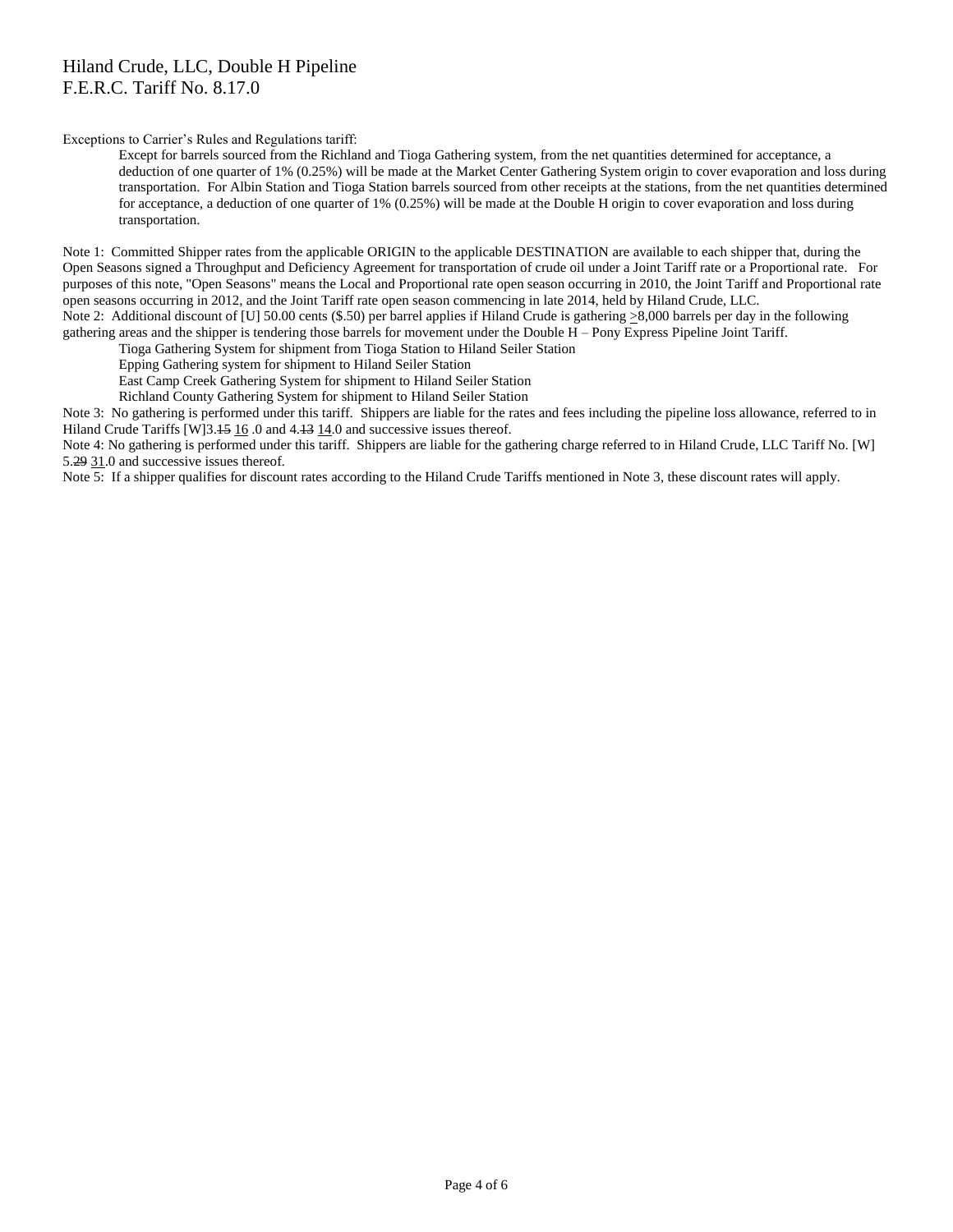Exceptions to Carrier's Rules and Regulations tariff:

> Except for barrels sourced from the Richland and Tioga Gathering system, from the net quantities determined for acceptance, a deduction of one quarter of 1% (0.25%) will be made at the Market Center Gathering System origin to cover evaporation and loss during transportation. For Albin Station and Tioga Station barrels sourced from other receipts at the stations, from the net quantities determined for acceptance, a deduction of one quarter of 1% (0.25%) will be made at the Double H origin to cover evaporation and loss during transportation.

Note 1: Committed Shipper rates from the applicable ORIGIN to the applicable DESTINATION are available to each shipper that, during the Open Seasons signed a Throughput and Deficiency Agreement for transportation of crude oil under a Joint Tariff rate or a Proportional rate. For purposes of this note, "Open Seasons" means the Local and Proportional rate open season occurring in 2010, the Joint Tariff and Proportional rate open seasons occurring in 2012, and the Joint Tariff rate open season commencing in late 2014, held by Hiland Crude, LLC.

Note 2: Additional discount of [U] 50.00 cents ($.50) per barrel applies if Hiland Crude is gathering >8,000 barrels per day in the following gathering areas and the shipper is tendering those barrels for movement under the Double H – Pony Express Pipeline Joint Tariff.

> Tioga Gathering System for shipment from Tioga Station to Hiland Seiler Station
> Epping Gathering system for shipment to Hiland Seiler Station
> East Camp Creek Gathering System for shipment to Hiland Seiler Station
> Richland County Gathering System for shipment to Hiland Seiler Station

Note 3: No gathering is performed under this tariff. Shippers are liable for the rates and fees including the pipeline loss allowance, referred to in Hiland Crude Tariffs [W]3.~~15~~ 16 .0 and 4.~~13~~ 14.0 and successive issues thereof.

Note 4: No gathering is performed under this tariff. Shippers are liable for the gathering charge referred to in Hiland Crude, LLC Tariff No. [W] 5.~~29~~ 31.0 and successive issues thereof.

Note 5: If a shipper qualifies for discount rates according to the Hiland Crude Tariffs mentioned in Note 3, these discount rates will apply.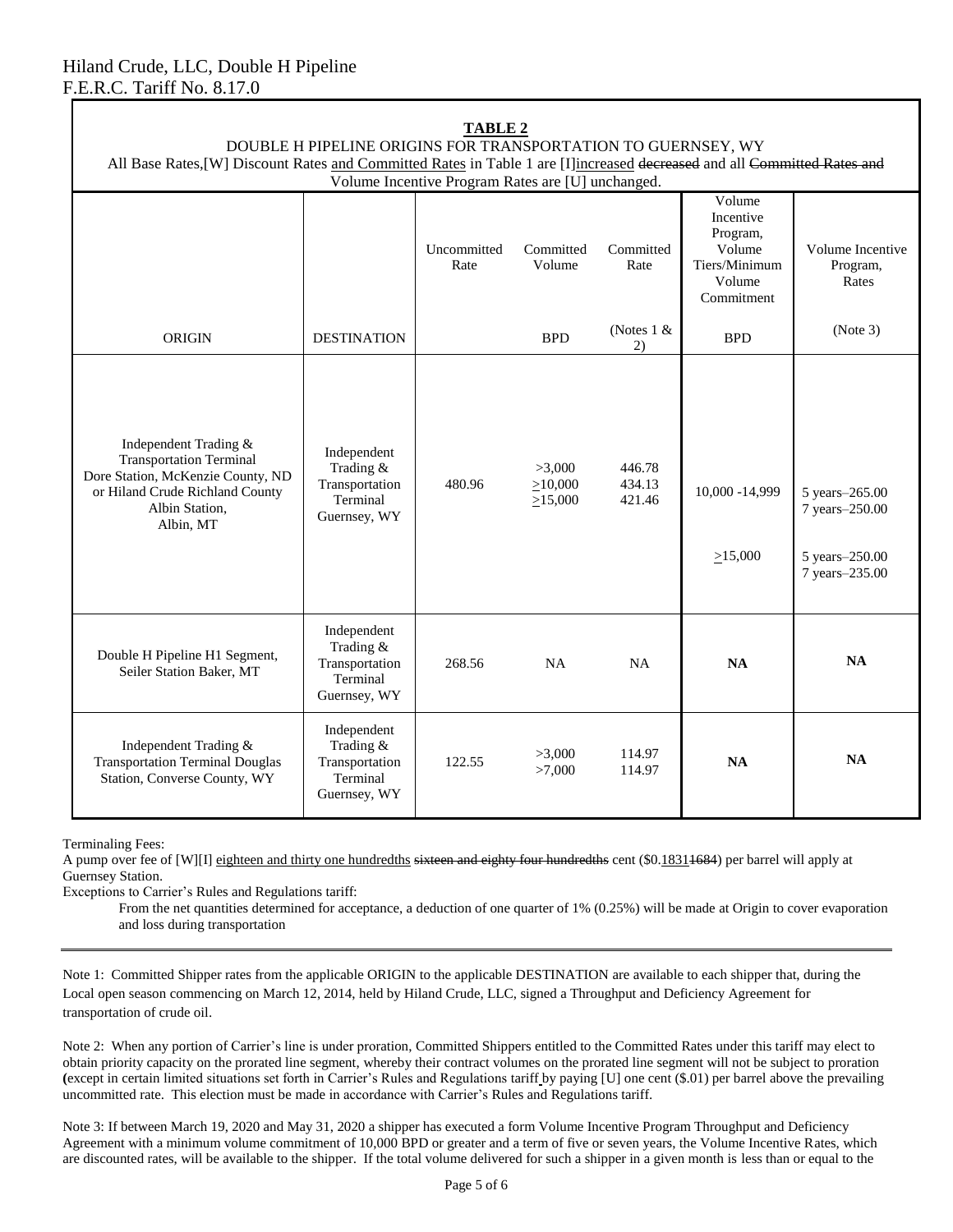Hiland Crude, LLC, Double H Pipeline
F.E.R.C. Tariff No. 8.17.0

**TABLE 2**

DOUBLE H PIPELINE ORIGINS FOR TRANSPORTATION TO GUERNSEY, WY

All Base Rates,[W] Discount Rates and Committed Rates in Table 1 are [I]increased ~~decreased~~ and all ~~Committed Rates and~~ Volume Incentive Program Rates are [U] unchanged.

| ORIGIN | DESTINATION | Uncommitted Rate | Committed Volume BPD | Committed Rate (Notes 1 & 2) | Volume Incentive Program, Volume Tiers/Minimum Volume Commitment BPD | Volume Incentive Program, Rates (Note 3) |
|---|---|---|---|---|---|---|
| Independent Trading & Transportation Terminal Dore Station, McKenzie County, ND or Hiland Crude Richland County Albin Station, Albin, MT | Independent Trading & Transportation Terminal Guernsey, WY | 480.96 | >3,000<br>≥10,000<br>≥15,000 | 446.78<br>434.13<br>421.46 | 10,000 -14,999<br><br>≥15,000 | 5 years–265.00<br>7 years–250.00<br><br>5 years–250.00<br>7 years–235.00 |
| Double H Pipeline H1 Segment, Seiler Station Baker, MT | Independent Trading & Transportation Terminal Guernsey, WY | 268.56 | NA | NA | **NA** | **NA** |
| Independent Trading & Transportation Terminal Douglas Station, Converse County, WY | Independent Trading & Transportation Terminal Guernsey, WY | 122.55 | >3,000<br>>7,000 | 114.97<br>114.97 | **NA** | **NA** |

Terminaling Fees:

A pump over fee of [W][I] eighteen and thirty one hundredths ~~sixteen and eighty four hundredths~~ cent ($0.1831~~1684~~) per barrel will apply at Guernsey Station.

Exceptions to Carrier's Rules and Regulations tariff:

From the net quantities determined for acceptance, a deduction of one quarter of 1% (0.25%) will be made at Origin to cover evaporation and loss during transportation

---

Note 1: Committed Shipper rates from the applicable ORIGIN to the applicable DESTINATION are available to each shipper that, during the Local open season commencing on March 12, 2014, held by Hiland Crude, LLC, signed a Throughput and Deficiency Agreement for transportation of crude oil.

Note 2: When any portion of Carrier's line is under proration, Committed Shippers entitled to the Committed Rates under this tariff may elect to obtain priority capacity on the prorated line segment, whereby their contract volumes on the prorated line segment will not be subject to proration (except in certain limited situations set forth in Carrier's Rules and Regulations tariff by paying [U] one cent ($.01) per barrel above the prevailing uncommitted rate. This election must be made in accordance with Carrier's Rules and Regulations tariff.

Note 3: If between March 19, 2020 and May 31, 2020 a shipper has executed a form Volume Incentive Program Throughput and Deficiency Agreement with a minimum volume commitment of 10,000 BPD or greater and a term of five or seven years, the Volume Incentive Rates, which are discounted rates, will be available to the shipper. If the total volume delivered for such a shipper in a given month is less than or equal to the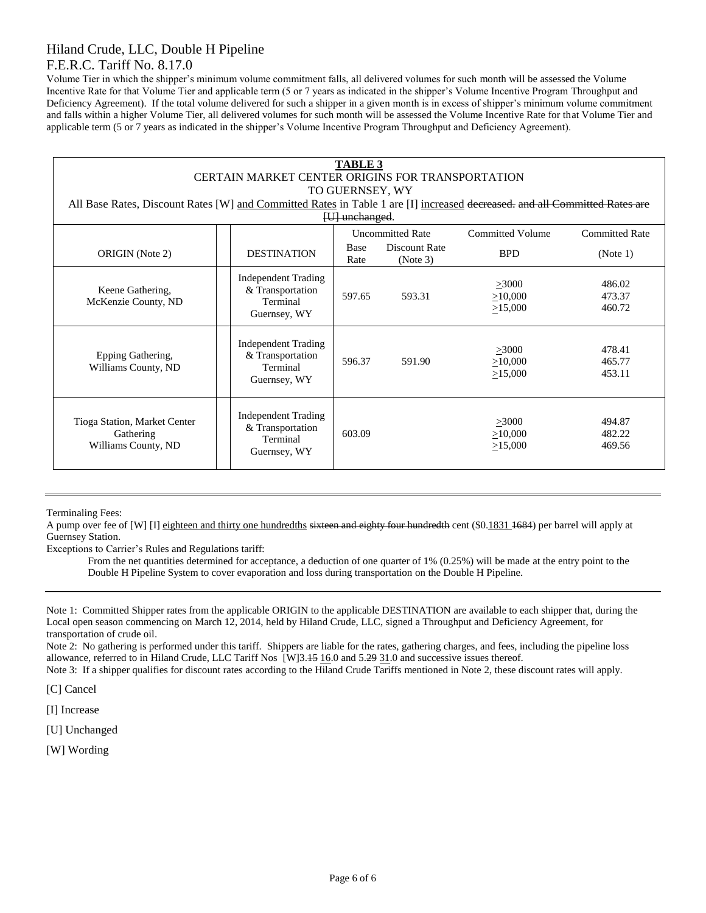Volume Tier in which the shipper's minimum volume commitment falls, all delivered volumes for such month will be assessed the Volume Incentive Rate for that Volume Tier and applicable term (5 or 7 years as indicated in the shipper's Volume Incentive Program Throughput and Deficiency Agreement). If the total volume delivered for such a shipper in a given month is in excess of shipper's minimum volume commitment and falls within a higher Volume Tier, all delivered volumes for such month will be assessed the Volume Incentive Rate for that Volume Tier and applicable term (5 or 7 years as indicated in the shipper's Volume Incentive Program Throughput and Deficiency Agreement).

**TABLE 3**

CERTAIN MARKET CENTER ORIGINS FOR TRANSPORTATION TO GUERNSEY, WY

All Base Rates, Discount Rates [W] and Committed Rates in Table 1 are [I] increased ~~decreased. and all Committed Rates are [U] unchanged~~.

| ORIGIN (Note 2) | DESTINATION | Uncommitted Rate Base Rate | Uncommitted Rate Discount Rate (Note 3) | Committed Volume BPD | Committed Rate (Note 1) |
|---|---|---|---|---|---|
| Keene Gathering, McKenzie County, ND | Independent Trading & Transportation Terminal Guernsey, WY | 597.65 | 593.31 | >3000<br>>10,000<br>>15,000 | 486.02<br>473.37<br>460.72 |
| Epping Gathering, Williams County, ND | Independent Trading & Transportation Terminal Guernsey, WY | 596.37 | 591.90 | >3000<br>>10,000<br>>15,000 | 478.41<br>465.77<br>453.11 |
| Tioga Station, Market Center Gathering Williams County, ND | Independent Trading & Transportation Terminal Guernsey, WY | 603.09 | | >3000<br>>10,000<br>>15,000 | 494.87<br>482.22<br>469.56 |

Terminaling Fees:

A pump over fee of [W] [I] eighteen and thirty one hundredths ~~sixteen and eighty four hundredth~~ cent ($0.1831 ~~1684~~) per barrel will apply at Guernsey Station.

Exceptions to Carrier's Rules and Regulations tariff:

From the net quantities determined for acceptance, a deduction of one quarter of 1% (0.25%) will be made at the entry point to the Double H Pipeline System to cover evaporation and loss during transportation on the Double H Pipeline.

Note 1: Committed Shipper rates from the applicable ORIGIN to the applicable DESTINATION are available to each shipper that, during the Local open season commencing on March 12, 2014, held by Hiland Crude, LLC, signed a Throughput and Deficiency Agreement, for transportation of crude oil.

Note 2: No gathering is performed under this tariff. Shippers are liable for the rates, gathering charges, and fees, including the pipeline loss allowance, referred to in Hiland Crude, LLC Tariff Nos [W]3.~~15~~ 16.0 and 5.~~29~~ 31.0 and successive issues thereof.

Note 3: If a shipper qualifies for discount rates according to the Hiland Crude Tariffs mentioned in Note 2, these discount rates will apply.

[C] Cancel

[I] Increase

[U] Unchanged

[W] Wording